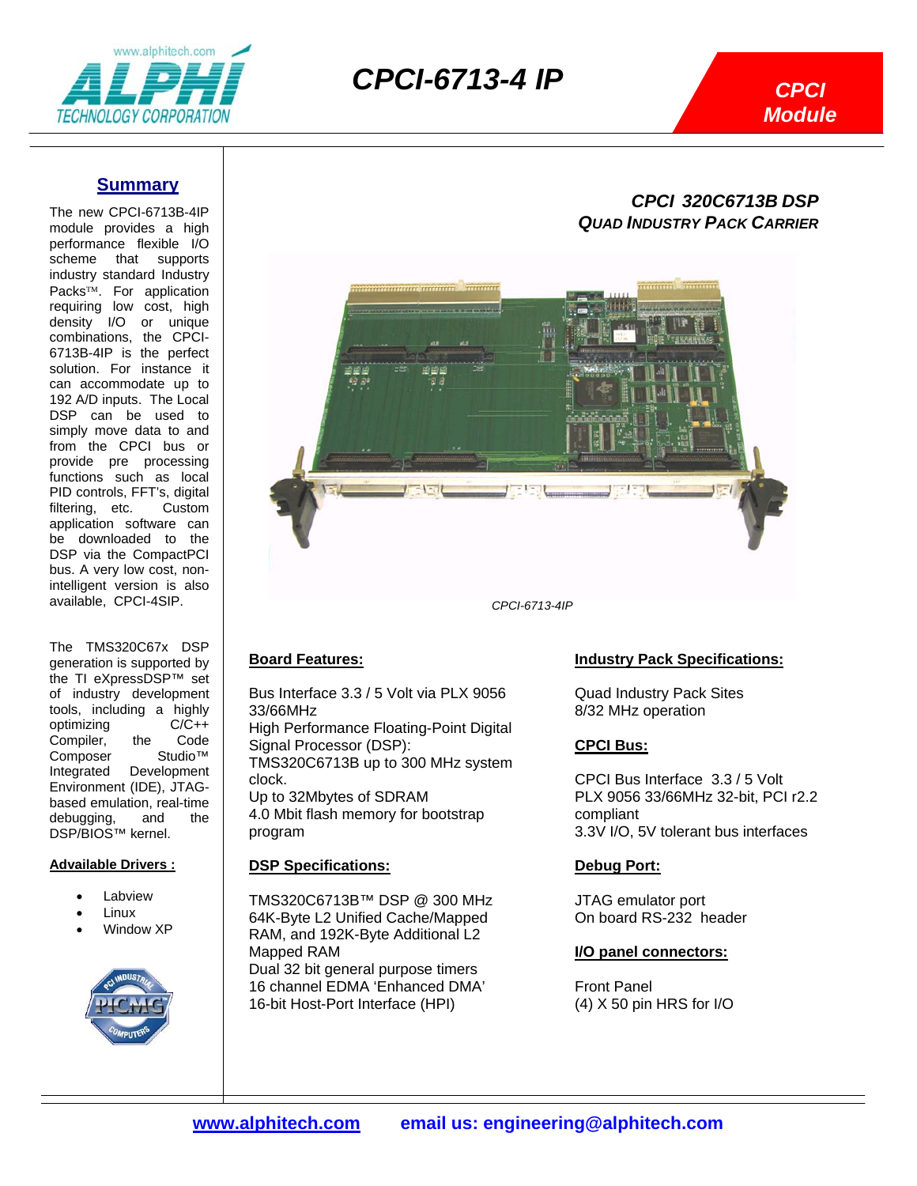# CPCI-6713-4 IP

**CPCI Module**

## *CPCI 320C6713B DSP*
## *QUAD INDUSTRY PACK CARRIER*

*CPCI-6713-4IP*

### Summary

The new CPCI-6713B-4IP module provides a high performance flexible I/O scheme that supports industry standard Industry Packs™. For application requiring low cost, high density I/O or unique combinations, the CPCI-6713B-4IP is the perfect solution. For instance it can accommodate up to 192 A/D inputs. The Local DSP can be used to simply move data to and from the CPCI bus or provide pre processing functions such as local PID controls, FFT's, digital filtering, etc. Custom application software can be downloaded to the DSP via the CompactPCI bus. A very low cost, non-intelligent version is also available, CPCI-4SIP.

The TMS320C67x DSP generation is supported by the TI eXpressDSP™ set of industry development tools, including a highly optimizing C/C++ Compiler, the Code Composer Studio™ Integrated Development Environment (IDE), JTAG-based emulation, real-time debugging, and the DSP/BIOS™ kernel.

**Advailable Drivers :**

- Labview
- Linux
- Window XP

### Board Features:

Bus Interface 3.3 / 5 Volt via PLX 9056 33/66MHz
High Performance Floating-Point Digital Signal Processor (DSP):
TMS320C6713B up to 300 MHz system clock.
Up to 32Mbytes of SDRAM
4.0 Mbit flash memory for bootstrap program

### DSP Specifications:

TMS320C6713B™ DSP @ 300 MHz
64K-Byte L2 Unified Cache/Mapped RAM, and 192K-Byte Additional L2 Mapped RAM
Dual 32 bit general purpose timers
16 channel EDMA 'Enhanced DMA'
16-bit Host-Port Interface (HPI)

### Industry Pack Specifications:

Quad Industry Pack Sites
8/32 MHz operation

### CPCI Bus:

CPCI Bus Interface 3.3 / 5 Volt
PLX 9056 33/66MHz 32-bit, PCI r2.2 compliant
3.3V I/O, 5V tolerant bus interfaces

### Debug Port:

JTAG emulator port
On board RS-232 header

### I/O panel connectors:

Front Panel
(4) X 50 pin HRS for I/O

**www.alphitech.com** **email us: engineering@alphitech.com**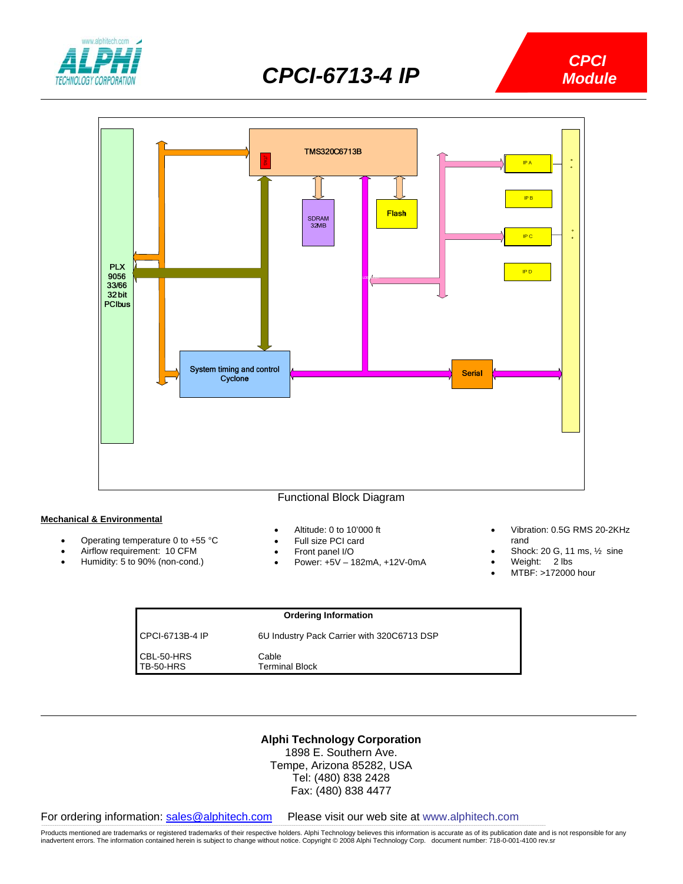# CPCI-6713-4 IP

CPCI Module

TMS320C6713B

SDRAM 32MB

Flash

IP A

IP B

IP C

IP D

PLX 9056 33/66 32 bit PCIbus

System timing and control Cyclone

Serial

Functional Block Diagram

**Mechanical & Environmental**

- Operating temperature 0 to +55 °C
- Airflow requirement: 10 CFM
- Humidity: 5 to 90% (non-cond.)
- Altitude: 0 to 10'000 ft
- Full size PCI card
- Front panel I/O
- Power: +5V – 182mA, +12V-0mA
- Vibration: 0.5G RMS 20-2KHz rand
- Shock: 20 G, 11 ms, ½ sine
- Weight: 2 lbs
- MTBF: >172000 hour

| Ordering Information | |
|---|---|
| CPCI-6713B-4 IP | 6U Industry Pack Carrier with 320C6713 DSP |
| CBL-50-HRS<br>TB-50-HRS | Cable<br>Terminal Block |

**Alphi Technology Corporation**
1898 E. Southern Ave.
Tempe, Arizona 85282, USA
Tel: (480) 838 2428
Fax: (480) 838 4477

For ordering information: sales@alphitech.com Please visit our web site at www.alphitech.com

Products mentioned are trademarks or registered trademarks of their respective holders. Alphi Technology believes this information is accurate as of its publication date and is not responsible for any inadvertent errors. The information contained herein is subject to change without notice. Copyright © 2008 Alphi Technology Corp. document number: 718-0-001-4100 rev.sr